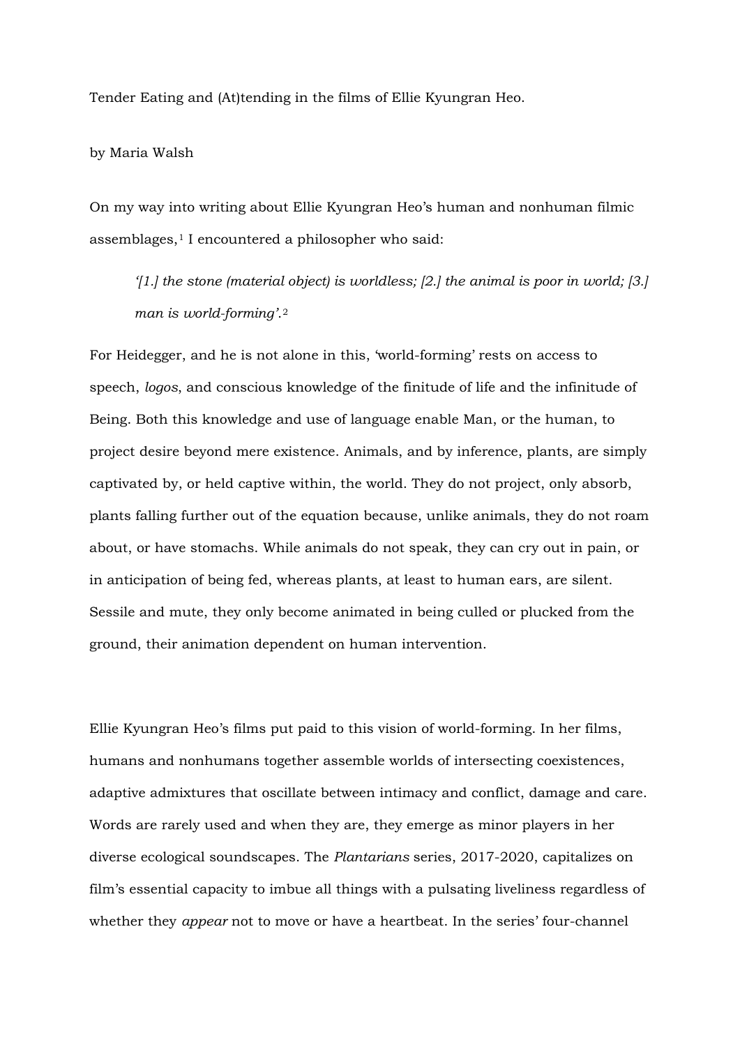Tender Eating and (At)tending in the films of Ellie Kyungran Heo.

by Maria Walsh

On my way into writing about Ellie Kyungran Heo's human and nonhuman filmic assemblages,[1] I encountered a philosopher who said:

> *'[1.] the stone (material object) is worldless; [2.] the animal is poor in world; [3.] man is world-forming'.*[2]

For Heidegger, and he is not alone in this, 'world-forming' rests on access to speech, *logos*, and conscious knowledge of the finitude of life and the infinitude of Being. Both this knowledge and use of language enable Man, or the human, to project desire beyond mere existence. Animals, and by inference, plants, are simply captivated by, or held captive within, the world. They do not project, only absorb, plants falling further out of the equation because, unlike animals, they do not roam about, or have stomachs. While animals do not speak, they can cry out in pain, or in anticipation of being fed, whereas plants, at least to human ears, are silent. Sessile and mute, they only become animated in being culled or plucked from the ground, their animation dependent on human intervention.

Ellie Kyungran Heo's films put paid to this vision of world-forming. In her films, humans and nonhumans together assemble worlds of intersecting coexistences, adaptive admixtures that oscillate between intimacy and conflict, damage and care. Words are rarely used and when they are, they emerge as minor players in her diverse ecological soundscapes. The *Plantarians* series, 2017-2020, capitalizes on film's essential capacity to imbue all things with a pulsating liveliness regardless of whether they *appear* not to move or have a heartbeat. In the series' four-channel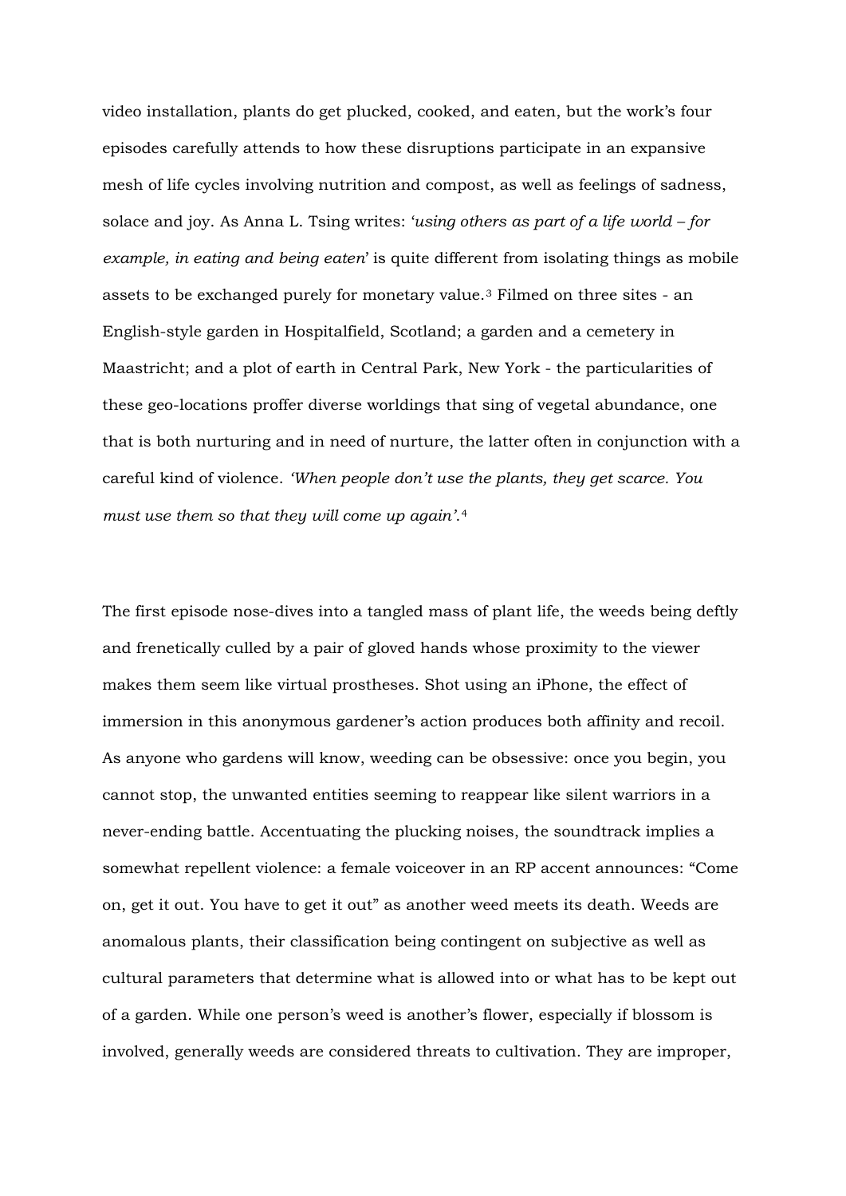video installation, plants do get plucked, cooked, and eaten, but the work's four episodes carefully attends to how these disruptions participate in an expansive mesh of life cycles involving nutrition and compost, as well as feelings of sadness, solace and joy. As Anna L. Tsing writes: '*using others as part of a life world – for example, in eating and being eaten*' is quite different from isolating things as mobile assets to be exchanged purely for monetary value.[3] Filmed on three sites - an English-style garden in Hospitalfield, Scotland; a garden and a cemetery in Maastricht; and a plot of earth in Central Park, New York - the particularities of these geo-locations proffer diverse worldings that sing of vegetal abundance, one that is both nurturing and in need of nurture, the latter often in conjunction with a careful kind of violence. *'When people don't use the plants, they get scarce. You must use them so that they will come up again'.*[4]

The first episode nose-dives into a tangled mass of plant life, the weeds being deftly and frenetically culled by a pair of gloved hands whose proximity to the viewer makes them seem like virtual prostheses. Shot using an iPhone, the effect of immersion in this anonymous gardener's action produces both affinity and recoil. As anyone who gardens will know, weeding can be obsessive: once you begin, you cannot stop, the unwanted entities seeming to reappear like silent warriors in a never-ending battle. Accentuating the plucking noises, the soundtrack implies a somewhat repellent violence: a female voiceover in an RP accent announces: "Come on, get it out. You have to get it out" as another weed meets its death. Weeds are anomalous plants, their classification being contingent on subjective as well as cultural parameters that determine what is allowed into or what has to be kept out of a garden. While one person's weed is another's flower, especially if blossom is involved, generally weeds are considered threats to cultivation. They are improper,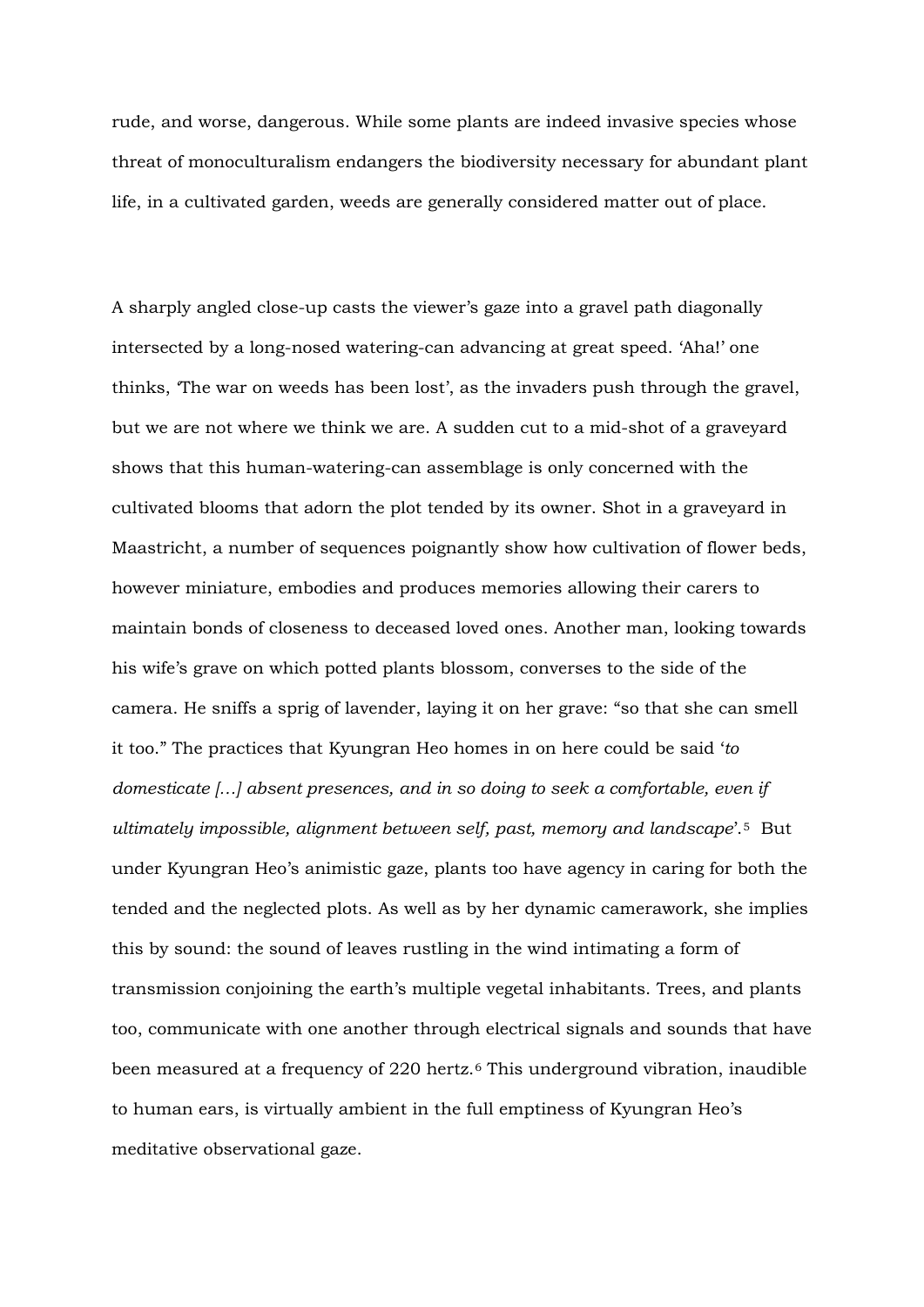rude, and worse, dangerous. While some plants are indeed invasive species whose threat of monoculturalism endangers the biodiversity necessary for abundant plant life, in a cultivated garden, weeds are generally considered matter out of place.

A sharply angled close-up casts the viewer's gaze into a gravel path diagonally intersected by a long-nosed watering-can advancing at great speed. 'Aha!' one thinks, 'The war on weeds has been lost', as the invaders push through the gravel, but we are not where we think we are. A sudden cut to a mid-shot of a graveyard shows that this human-watering-can assemblage is only concerned with the cultivated blooms that adorn the plot tended by its owner. Shot in a graveyard in Maastricht, a number of sequences poignantly show how cultivation of flower beds, however miniature, embodies and produces memories allowing their carers to maintain bonds of closeness to deceased loved ones. Another man, looking towards his wife's grave on which potted plants blossom, converses to the side of the camera. He sniffs a sprig of lavender, laying it on her grave: "so that she can smell it too." The practices that Kyungran Heo homes in on here could be said '*to domesticate […] absent presences, and in so doing to seek a comfortable, even if ultimately impossible, alignment between self, past, memory and landscape*'.[5] But under Kyungran Heo's animistic gaze, plants too have agency in caring for both the tended and the neglected plots. As well as by her dynamic camerawork, she implies this by sound: the sound of leaves rustling in the wind intimating a form of transmission conjoining the earth's multiple vegetal inhabitants. Trees, and plants too, communicate with one another through electrical signals and sounds that have been measured at a frequency of 220 hertz.[6] This underground vibration, inaudible to human ears, is virtually ambient in the full emptiness of Kyungran Heo's meditative observational gaze.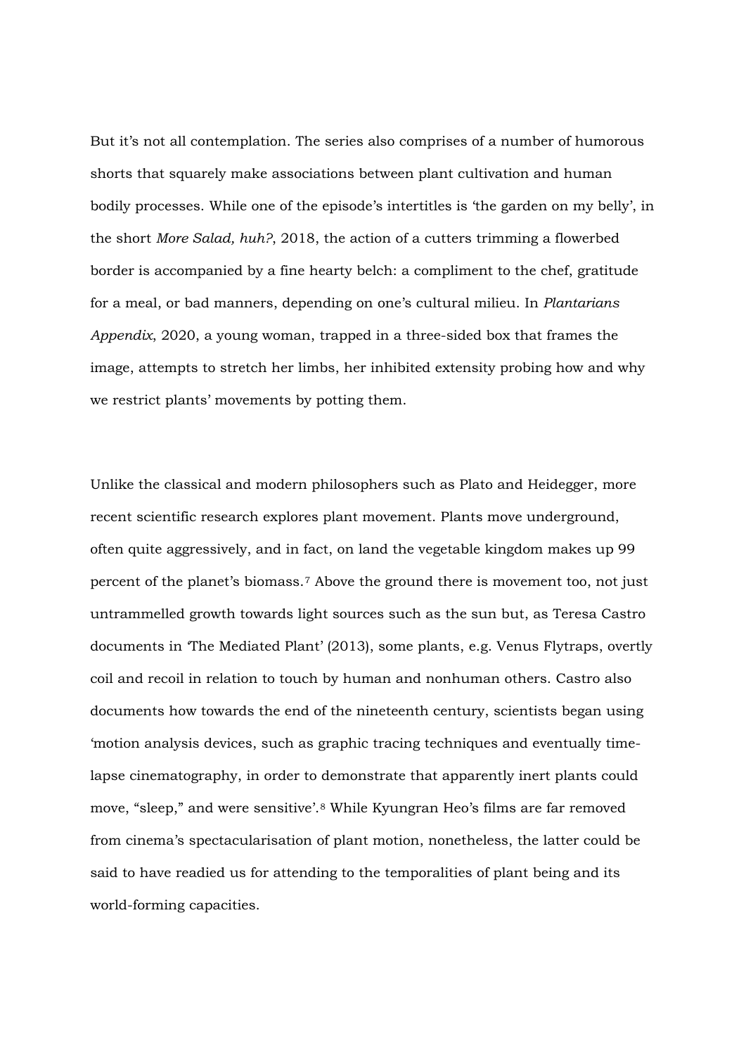But it's not all contemplation. The series also comprises of a number of humorous shorts that squarely make associations between plant cultivation and human bodily processes. While one of the episode's intertitles is 'the garden on my belly', in the short *More Salad, huh?*, 2018, the action of a cutters trimming a flowerbed border is accompanied by a fine hearty belch: a compliment to the chef, gratitude for a meal, or bad manners, depending on one's cultural milieu. In *Plantarians Appendix*, 2020, a young woman, trapped in a three-sided box that frames the image, attempts to stretch her limbs, her inhibited extensity probing how and why we restrict plants' movements by potting them.

Unlike the classical and modern philosophers such as Plato and Heidegger, more recent scientific research explores plant movement. Plants move underground, often quite aggressively, and in fact, on land the vegetable kingdom makes up 99 percent of the planet's biomass.[7] Above the ground there is movement too, not just untrammelled growth towards light sources such as the sun but, as Teresa Castro documents in 'The Mediated Plant' (2013), some plants, e.g. Venus Flytraps, overtly coil and recoil in relation to touch by human and nonhuman others. Castro also documents how towards the end of the nineteenth century, scientists began using 'motion analysis devices, such as graphic tracing techniques and eventually time-lapse cinematography, in order to demonstrate that apparently inert plants could move, "sleep," and were sensitive'.[8] While Kyungran Heo's films are far removed from cinema's spectacularisation of plant motion, nonetheless, the latter could be said to have readied us for attending to the temporalities of plant being and its world-forming capacities.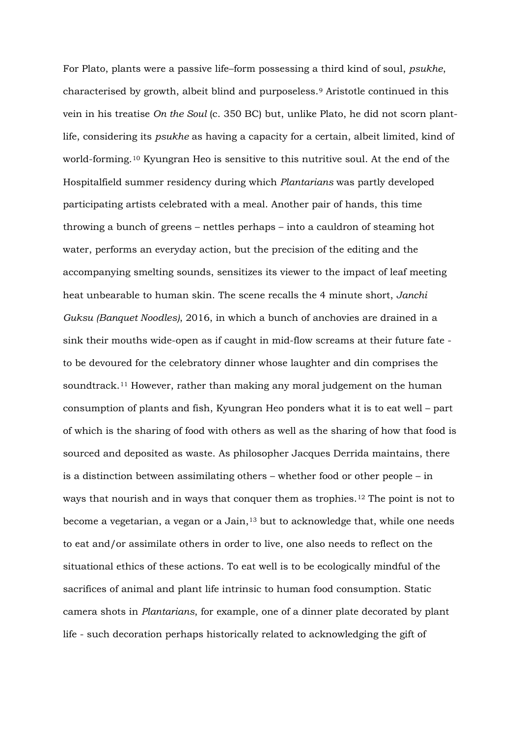For Plato, plants were a passive life–form possessing a third kind of soul, *psukhe*, characterised by growth, albeit blind and purposeless.[9] Aristotle continued in this vein in his treatise *On the Soul* (c. 350 BC) but, unlike Plato, he did not scorn plant-life, considering its *psukhe* as having a capacity for a certain, albeit limited, kind of world-forming.[10] Kyungran Heo is sensitive to this nutritive soul. At the end of the Hospitalfield summer residency during which *Plantarians* was partly developed participating artists celebrated with a meal. Another pair of hands, this time throwing a bunch of greens – nettles perhaps – into a cauldron of steaming hot water, performs an everyday action, but the precision of the editing and the accompanying smelting sounds, sensitizes its viewer to the impact of leaf meeting heat unbearable to human skin. The scene recalls the 4 minute short, *Janchi Guksu (Banquet Noodles)*, 2016, in which a bunch of anchovies are drained in a sink their mouths wide-open as if caught in mid-flow screams at their future fate - to be devoured for the celebratory dinner whose laughter and din comprises the soundtrack.[11] However, rather than making any moral judgement on the human consumption of plants and fish, Kyungran Heo ponders what it is to eat well – part of which is the sharing of food with others as well as the sharing of how that food is sourced and deposited as waste. As philosopher Jacques Derrida maintains, there is a distinction between assimilating others – whether food or other people – in ways that nourish and in ways that conquer them as trophies.[12] The point is not to become a vegetarian, a vegan or a Jain,[13] but to acknowledge that, while one needs to eat and/or assimilate others in order to live, one also needs to reflect on the situational ethics of these actions. To eat well is to be ecologically mindful of the sacrifices of animal and plant life intrinsic to human food consumption. Static camera shots in *Plantarians*, for example, one of a dinner plate decorated by plant life - such decoration perhaps historically related to acknowledging the gift of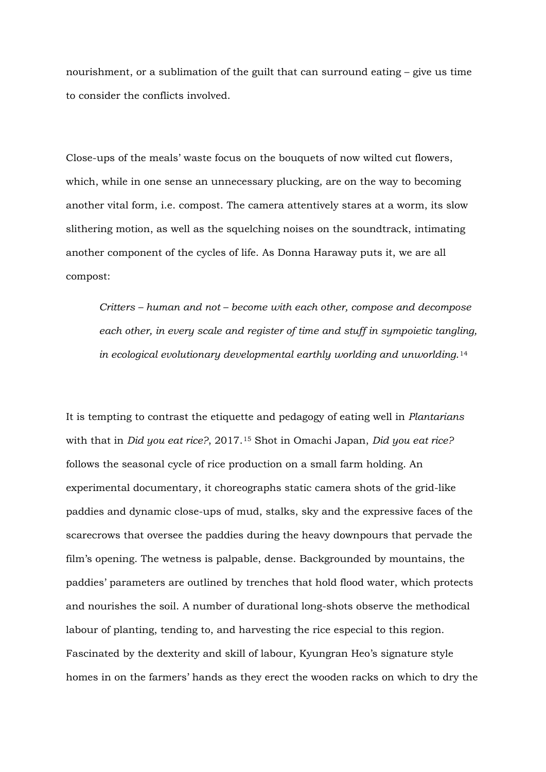nourishment, or a sublimation of the guilt that can surround eating – give us time to consider the conflicts involved.

Close-ups of the meals' waste focus on the bouquets of now wilted cut flowers, which, while in one sense an unnecessary plucking, are on the way to becoming another vital form, i.e. compost. The camera attentively stares at a worm, its slow slithering motion, as well as the squelching noises on the soundtrack, intimating another component of the cycles of life. As Donna Haraway puts it, we are all compost:

> *Critters – human and not – become with each other, compose and decompose each other, in every scale and register of time and stuff in sympoietic tangling, in ecological evolutionary developmental earthly worlding and unworlding.*[14]

It is tempting to contrast the etiquette and pedagogy of eating well in *Plantarians* with that in *Did you eat rice?*, 2017.[15] Shot in Omachi Japan, *Did you eat rice?* follows the seasonal cycle of rice production on a small farm holding. An experimental documentary, it choreographs static camera shots of the grid-like paddies and dynamic close-ups of mud, stalks, sky and the expressive faces of the scarecrows that oversee the paddies during the heavy downpours that pervade the film's opening. The wetness is palpable, dense. Backgrounded by mountains, the paddies' parameters are outlined by trenches that hold flood water, which protects and nourishes the soil. A number of durational long-shots observe the methodical labour of planting, tending to, and harvesting the rice especial to this region. Fascinated by the dexterity and skill of labour, Kyungran Heo's signature style homes in on the farmers' hands as they erect the wooden racks on which to dry the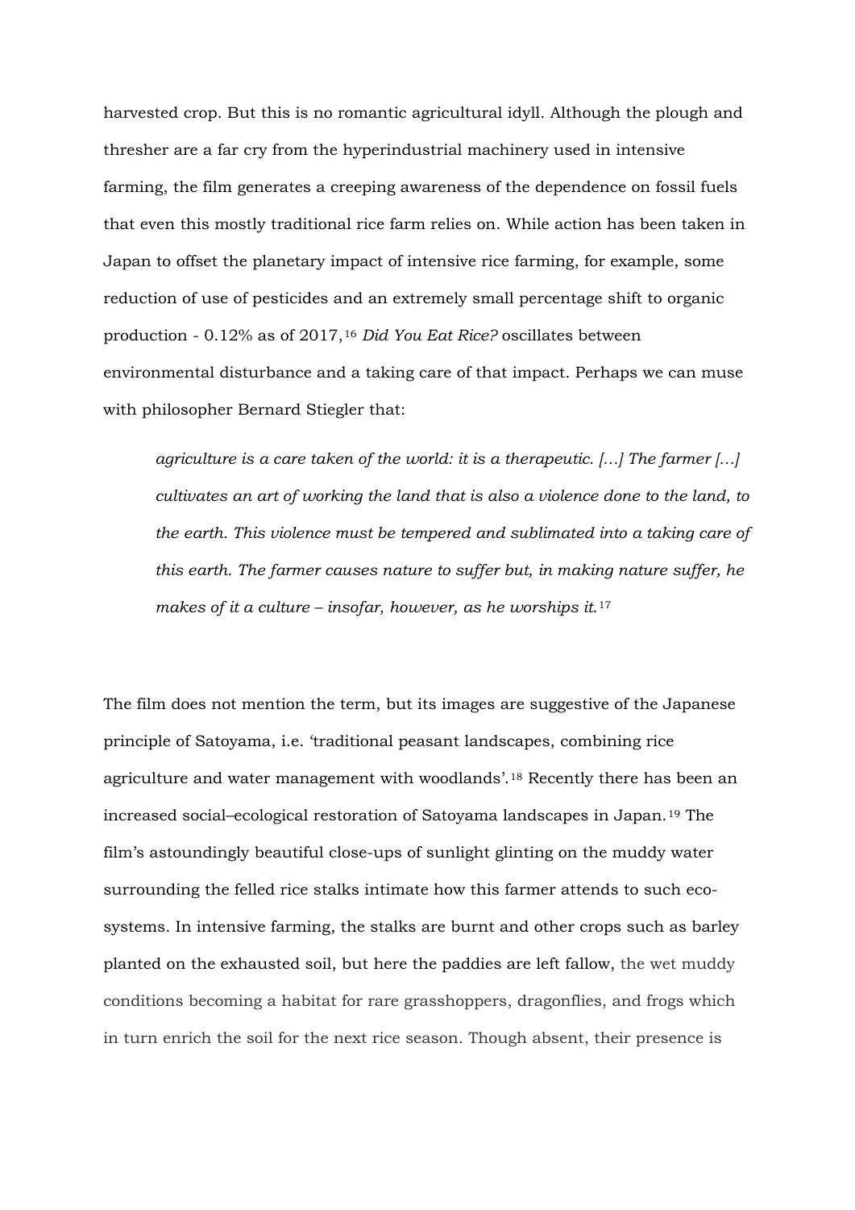harvested crop. But this is no romantic agricultural idyll. Although the plough and thresher are a far cry from the hyperindustrial machinery used in intensive farming, the film generates a creeping awareness of the dependence on fossil fuels that even this mostly traditional rice farm relies on. While action has been taken in Japan to offset the planetary impact of intensive rice farming, for example, some reduction of use of pesticides and an extremely small percentage shift to organic production - 0.12% as of 2017,[16] *Did You Eat Rice?* oscillates between environmental disturbance and a taking care of that impact. Perhaps we can muse with philosopher Bernard Stiegler that:

> *agriculture is a care taken of the world: it is a therapeutic. […] The farmer […] cultivates an art of working the land that is also a violence done to the land, to the earth. This violence must be tempered and sublimated into a taking care of this earth. The farmer causes nature to suffer but, in making nature suffer, he makes of it a culture – insofar, however, as he worships it.*[17]

The film does not mention the term, but its images are suggestive of the Japanese principle of Satoyama, i.e. 'traditional peasant landscapes, combining rice agriculture and water management with woodlands'.[18] Recently there has been an increased social–ecological restoration of Satoyama landscapes in Japan.[19] The film's astoundingly beautiful close-ups of sunlight glinting on the muddy water surrounding the felled rice stalks intimate how this farmer attends to such eco-systems. In intensive farming, the stalks are burnt and other crops such as barley planted on the exhausted soil, but here the paddies are left fallow, the wet muddy conditions becoming a habitat for rare grasshoppers, dragonflies, and frogs which in turn enrich the soil for the next rice season. Though absent, their presence is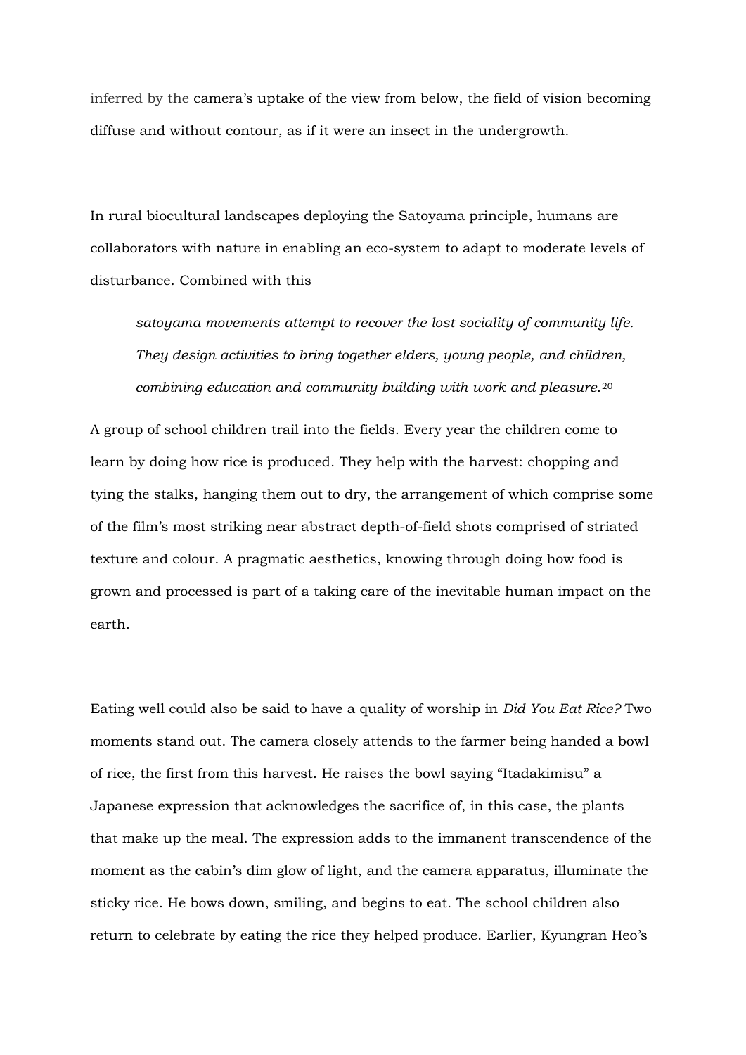inferred by the camera's uptake of the view from below, the field of vision becoming diffuse and without contour, as if it were an insect in the undergrowth.

In rural biocultural landscapes deploying the Satoyama principle, humans are collaborators with nature in enabling an eco-system to adapt to moderate levels of disturbance. Combined with this

> *satoyama movements attempt to recover the lost sociality of community life. They design activities to bring together elders, young people, and children, combining education and community building with work and pleasure.*[20]

A group of school children trail into the fields. Every year the children come to learn by doing how rice is produced. They help with the harvest: chopping and tying the stalks, hanging them out to dry, the arrangement of which comprise some of the film's most striking near abstract depth-of-field shots comprised of striated texture and colour. A pragmatic aesthetics, knowing through doing how food is grown and processed is part of a taking care of the inevitable human impact on the earth.

Eating well could also be said to have a quality of worship in *Did You Eat Rice?* Two moments stand out. The camera closely attends to the farmer being handed a bowl of rice, the first from this harvest. He raises the bowl saying "Itadakimisu" a Japanese expression that acknowledges the sacrifice of, in this case, the plants that make up the meal. The expression adds to the immanent transcendence of the moment as the cabin's dim glow of light, and the camera apparatus, illuminate the sticky rice. He bows down, smiling, and begins to eat. The school children also return to celebrate by eating the rice they helped produce. Earlier, Kyungran Heo's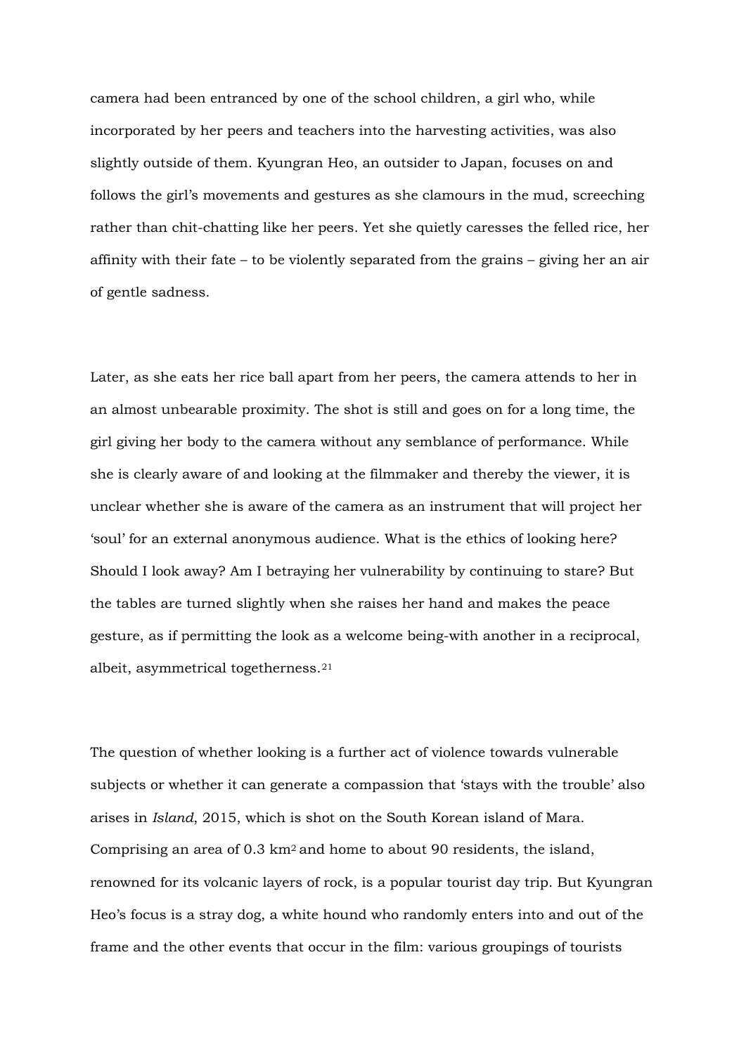camera had been entranced by one of the school children, a girl who, while incorporated by her peers and teachers into the harvesting activities, was also slightly outside of them. Kyungran Heo, an outsider to Japan, focuses on and follows the girl's movements and gestures as she clamours in the mud, screeching rather than chit-chatting like her peers. Yet she quietly caresses the felled rice, her affinity with their fate – to be violently separated from the grains – giving her an air of gentle sadness.

Later, as she eats her rice ball apart from her peers, the camera attends to her in an almost unbearable proximity. The shot is still and goes on for a long time, the girl giving her body to the camera without any semblance of performance. While she is clearly aware of and looking at the filmmaker and thereby the viewer, it is unclear whether she is aware of the camera as an instrument that will project her 'soul' for an external anonymous audience. What is the ethics of looking here? Should I look away? Am I betraying her vulnerability by continuing to stare? But the tables are turned slightly when she raises her hand and makes the peace gesture, as if permitting the look as a welcome being-with another in a reciprocal, albeit, asymmetrical togetherness.[21]

The question of whether looking is a further act of violence towards vulnerable subjects or whether it can generate a compassion that 'stays with the trouble' also arises in *Island*, 2015, which is shot on the South Korean island of Mara. Comprising an area of 0.3 $km^2$ and home to about 90 residents, the island, renowned for its volcanic layers of rock, is a popular tourist day trip. But Kyungran Heo's focus is a stray dog, a white hound who randomly enters into and out of the frame and the other events that occur in the film: various groupings of tourists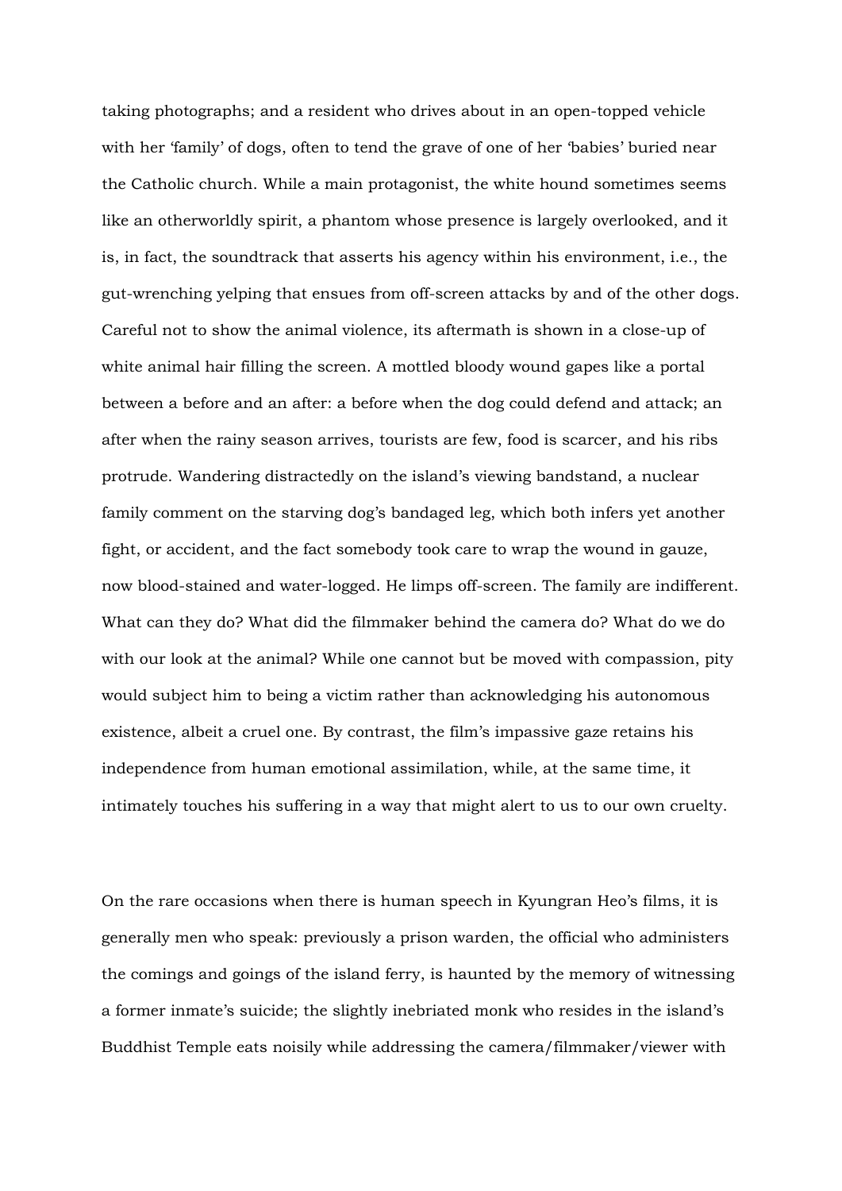taking photographs; and a resident who drives about in an open-topped vehicle with her 'family' of dogs, often to tend the grave of one of her 'babies' buried near the Catholic church. While a main protagonist, the white hound sometimes seems like an otherworldly spirit, a phantom whose presence is largely overlooked, and it is, in fact, the soundtrack that asserts his agency within his environment, i.e., the gut-wrenching yelping that ensues from off-screen attacks by and of the other dogs. Careful not to show the animal violence, its aftermath is shown in a close-up of white animal hair filling the screen. A mottled bloody wound gapes like a portal between a before and an after: a before when the dog could defend and attack; an after when the rainy season arrives, tourists are few, food is scarcer, and his ribs protrude. Wandering distractedly on the island's viewing bandstand, a nuclear family comment on the starving dog's bandaged leg, which both infers yet another fight, or accident, and the fact somebody took care to wrap the wound in gauze, now blood-stained and water-logged. He limps off-screen. The family are indifferent. What can they do? What did the filmmaker behind the camera do? What do we do with our look at the animal? While one cannot but be moved with compassion, pity would subject him to being a victim rather than acknowledging his autonomous existence, albeit a cruel one. By contrast, the film's impassive gaze retains his independence from human emotional assimilation, while, at the same time, it intimately touches his suffering in a way that might alert to us to our own cruelty.

On the rare occasions when there is human speech in Kyungran Heo's films, it is generally men who speak: previously a prison warden, the official who administers the comings and goings of the island ferry, is haunted by the memory of witnessing a former inmate's suicide; the slightly inebriated monk who resides in the island's Buddhist Temple eats noisily while addressing the camera/filmmaker/viewer with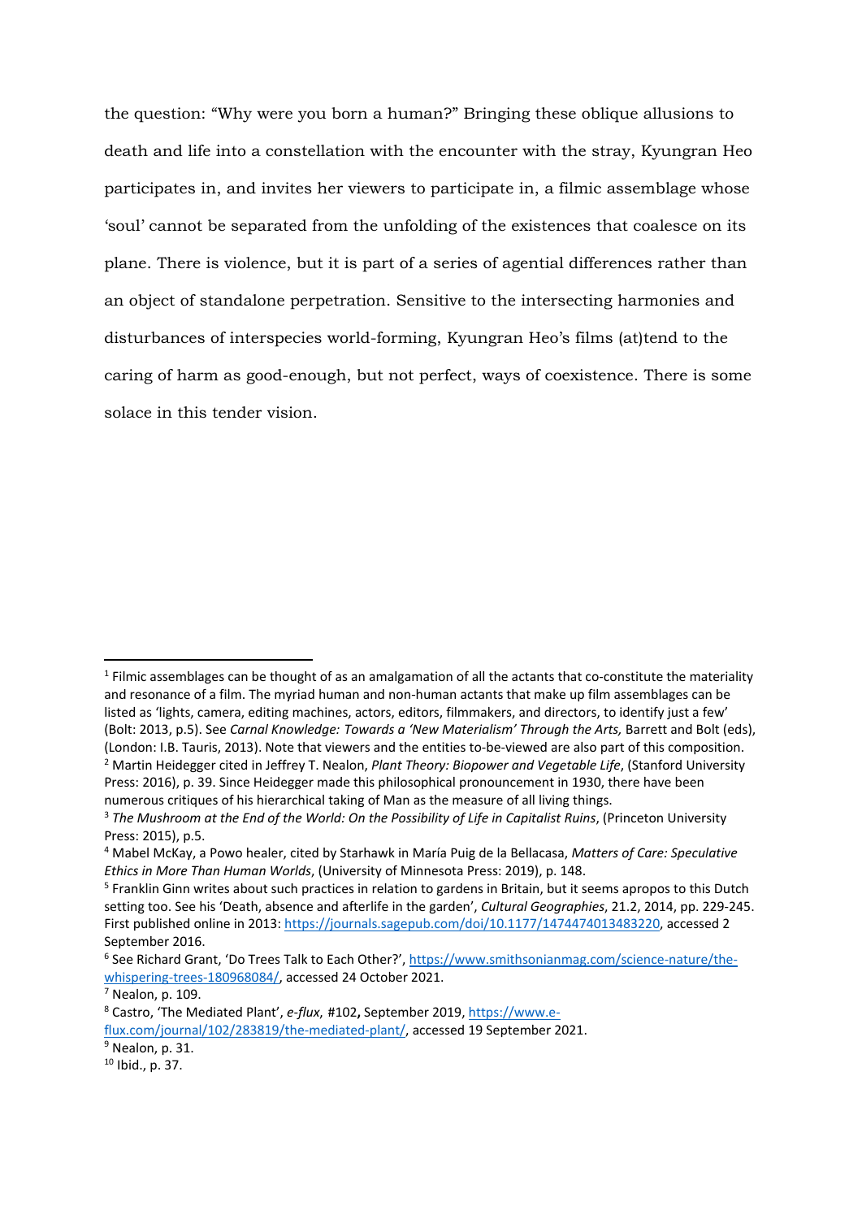the question: “Why were you born a human?” Bringing these oblique allusions to death and life into a constellation with the encounter with the stray, Kyungran Heo participates in, and invites her viewers to participate in, a filmic assemblage whose ‘soul’ cannot be separated from the unfolding of the existences that coalesce on its plane. There is violence, but it is part of a series of agential differences rather than an object of standalone perpetration. Sensitive to the intersecting harmonies and disturbances of interspecies world-forming, Kyungran Heo’s films (at)tend to the caring of harm as good-enough, but not perfect, ways of coexistence. There is some solace in this tender vision.

---

[1] Filmic assemblages can be thought of as an amalgamation of all the actants that co-constitute the materiality and resonance of a film. The myriad human and non-human actants that make up film assemblages can be listed as ‘lights, camera, editing machines, actors, editors, filmmakers, and directors, to identify just a few’ (Bolt: 2013, p.5). See *Carnal Knowledge: Towards a ‘New Materialism’ Through the Arts,* Barrett and Bolt (eds), (London: I.B. Tauris, 2013). Note that viewers and the entities to-be-viewed are also part of this composition.

[2] Martin Heidegger cited in Jeffrey T. Nealon, *Plant Theory: Biopower and Vegetable Life*, (Stanford University Press: 2016), p. 39. Since Heidegger made this philosophical pronouncement in 1930, there have been numerous critiques of his hierarchical taking of Man as the measure of all living things.

[3] *The Mushroom at the End of the World: On the Possibility of Life in Capitalist Ruins*, (Princeton University Press: 2015), p.5.

[4] Mabel McKay, a Powo healer, cited by Starhawk in María Puig de la Bellacasa, *Matters of Care: Speculative Ethics in More Than Human Worlds*, (University of Minnesota Press: 2019), p. 148.

[5] Franklin Ginn writes about such practices in relation to gardens in Britain, but it seems apropos to this Dutch setting too. See his ‘Death, absence and afterlife in the garden’, *Cultural Geographies*, 21.2, 2014, pp. 229-245. First published online in 2013: https://journals.sagepub.com/doi/10.1177/1474474013483220, accessed 2 September 2016.

[6] See Richard Grant, ‘Do Trees Talk to Each Other?’, https://www.smithsonianmag.com/science-nature/the-whispering-trees-180968084/, accessed 24 October 2021.

[7] Nealon, p. 109.

[8] Castro, ‘The Mediated Plant’, *e-flux,* #102**,** September 2019, https://www.e-flux.com/journal/102/283819/the-mediated-plant/, accessed 19 September 2021.

[9] Nealon, p. 31.

[10] Ibid., p. 37.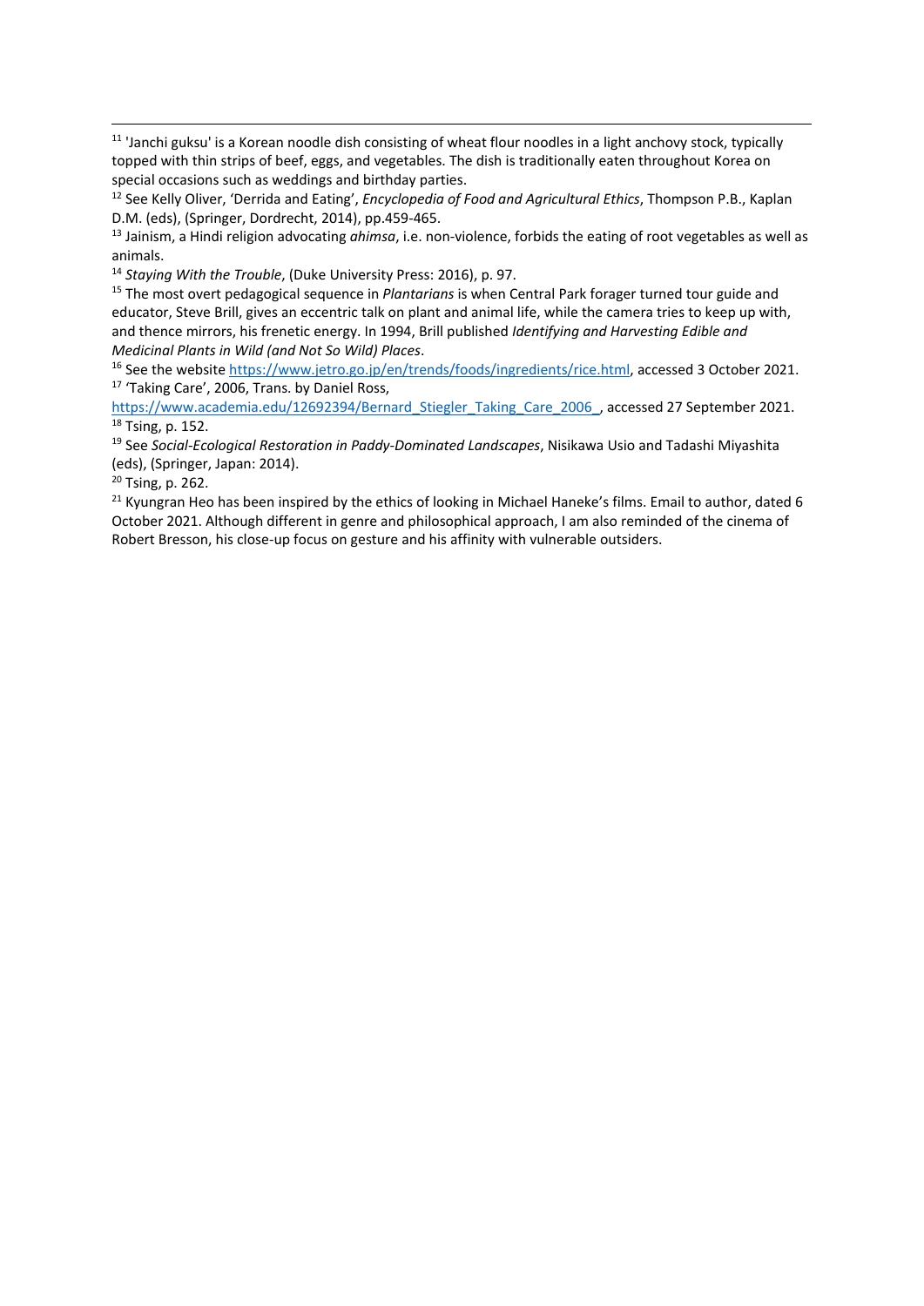[11] 'Janchi guksu' is a Korean noodle dish consisting of wheat flour noodles in a light anchovy stock, typically topped with thin strips of beef, eggs, and vegetables. The dish is traditionally eaten throughout Korea on special occasions such as weddings and birthday parties.

[12] See Kelly Oliver, 'Derrida and Eating', *Encyclopedia of Food and Agricultural Ethics*, Thompson P.B., Kaplan D.M. (eds), (Springer, Dordrecht, 2014), pp.459-465.

[13] Jainism, a Hindi religion advocating *ahimsa*, i.e. non-violence, forbids the eating of root vegetables as well as animals.

[14] *Staying With the Trouble*, (Duke University Press: 2016), p. 97.

[15] The most overt pedagogical sequence in *Plantarians* is when Central Park forager turned tour guide and educator, Steve Brill, gives an eccentric talk on plant and animal life, while the camera tries to keep up with, and thence mirrors, his frenetic energy. In 1994, Brill published *Identifying and Harvesting Edible and Medicinal Plants in Wild (and Not So Wild) Places*.

[16] See the website https://www.jetro.go.jp/en/trends/foods/ingredients/rice.html, accessed 3 October 2021.

[17] 'Taking Care', 2006, Trans. by Daniel Ross, https://www.academia.edu/12692394/Bernard_Stiegler_Taking_Care_2006_, accessed 27 September 2021.

[18] Tsing, p. 152.

[19] See *Social-Ecological Restoration in Paddy-Dominated Landscapes*, Nisikawa Usio and Tadashi Miyashita (eds), (Springer, Japan: 2014).

[20] Tsing, p. 262.

[21] Kyungran Heo has been inspired by the ethics of looking in Michael Haneke's films. Email to author, dated 6 October 2021. Although different in genre and philosophical approach, I am also reminded of the cinema of Robert Bresson, his close-up focus on gesture and his affinity with vulnerable outsiders.